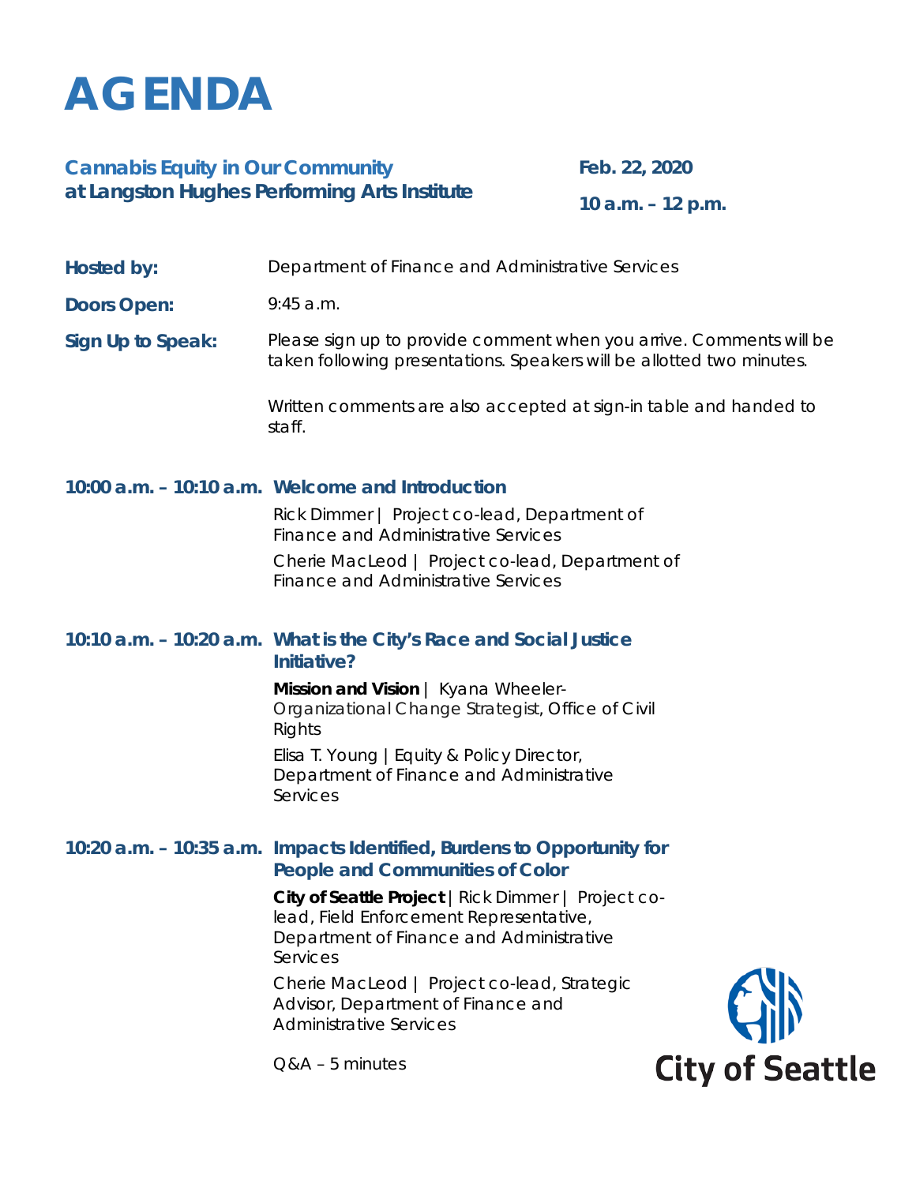# AGENDA

**Cannabis Equity in Our Community at Langston Hughes Performing Arts Institute**

**Feb. 22, 2020**

**10 a.m. – 12 p.m.**

**Hosted by:** Department of Finance and Administrative Services

**Doors Open:** 9:45 a.m.

**Sign Up to Speak:** Please sign up to provide comment when you arrive. Comments will be taken following presentations. Speakers will be allotted two minutes.

Written comments are also accepted at sign-in table and handed to staff.

### 10:00 a.m. – 10:10 a.m. Welcome and Introduction

Rick Dimmer | Project co-lead, Department of Finance and Administrative Services

Cherie MacLeod | Project co-lead, Department of Finance and Administrative Services

### 10:10 a.m. – 10:20 a.m. What is the City's Race and Social Justice Initiative?

**Mission and Vision** | Kyana Wheeler- Organizational Change Strategist, Office of Civil Rights

Elisa T. Young | Equity & Policy Director, Department of Finance and Administrative Services

### 10:20 a.m. – 10:35 a.m. Impacts Identified, Burdens to Opportunity for People and Communities of Color

**City of Seattle Project** | Rick Dimmer | Project co-lead, Field Enforcement Representative, Department of Finance and Administrative Services

Cherie MacLeod | Project co-lead, Strategic Advisor, Department of Finance and Administrative Services

Q&A – 5 minutes

City of Seattle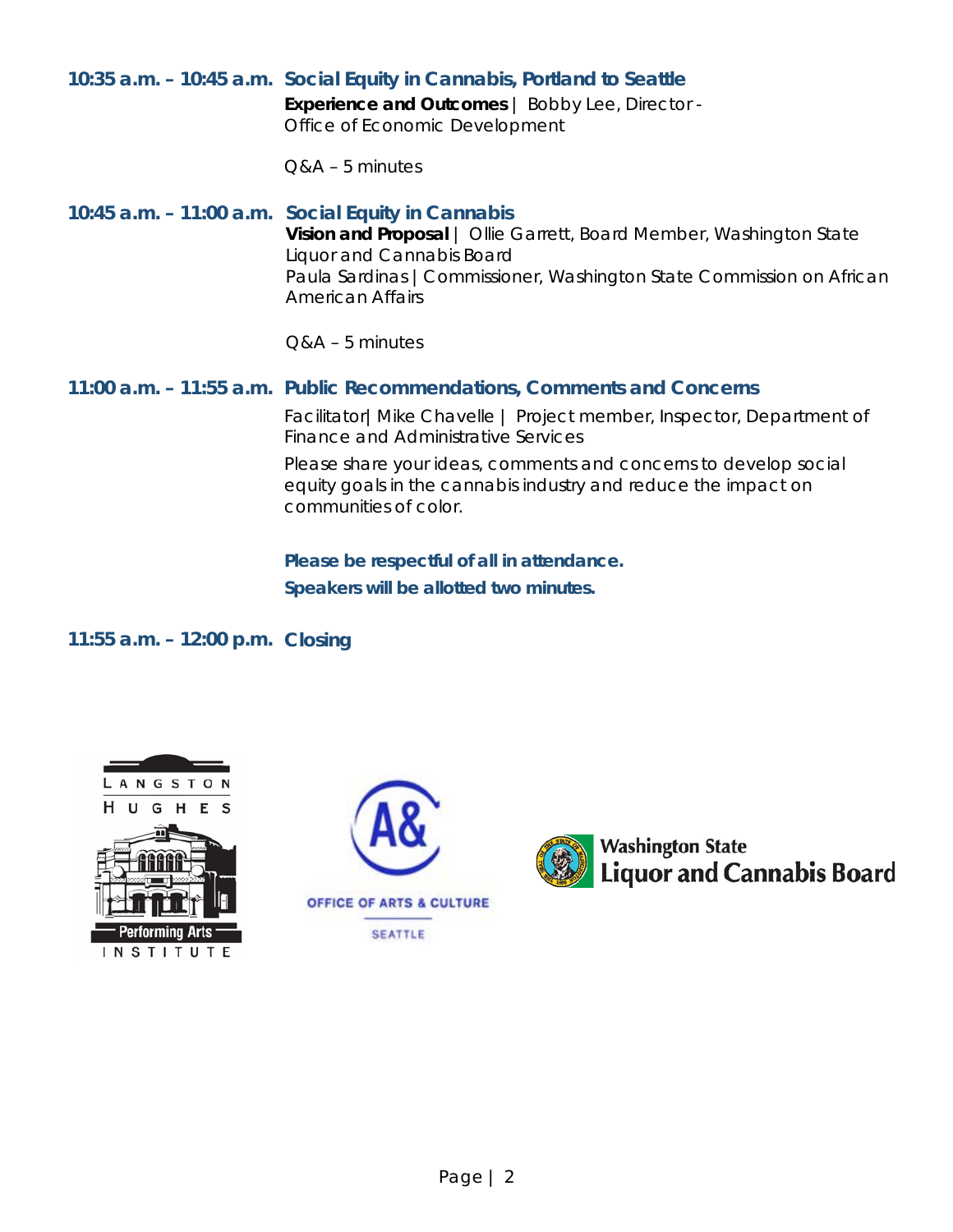**10:35 a.m. – 10:45 a.m. Social Equity in Cannabis, Portland to Seattle**

**Experience and Outcomes** | Bobby Lee, Director - Office of Economic Development

Q&A – 5 minutes

**10:45 a.m. – 11:00 a.m. Social Equity in Cannabis**

**Vision and Proposal** | Ollie Garrett, Board Member, Washington State Liquor and Cannabis Board

Paula Sardinas | Commissioner, Washington State Commission on African American Affairs

Q&A – 5 minutes

**11:00 a.m. – 11:55 a.m. Public Recommendations, Comments and Concerns**

Facilitator| Mike Chavelle | Project member, Inspector, Department of Finance and Administrative Services

Please share your ideas, comments and concerns to develop social equity goals in the cannabis industry and reduce the impact on communities of color.

**Please be respectful of all in attendance.**

**Speakers will be allotted two minutes.**

**11:55 a.m. – 12:00 p.m. Closing**

LANGSTON HUGHES Performing Arts INSTITUTE

OFFICE OF ARTS & CULTURE SEATTLE

Washington State Liquor and Cannabis Board